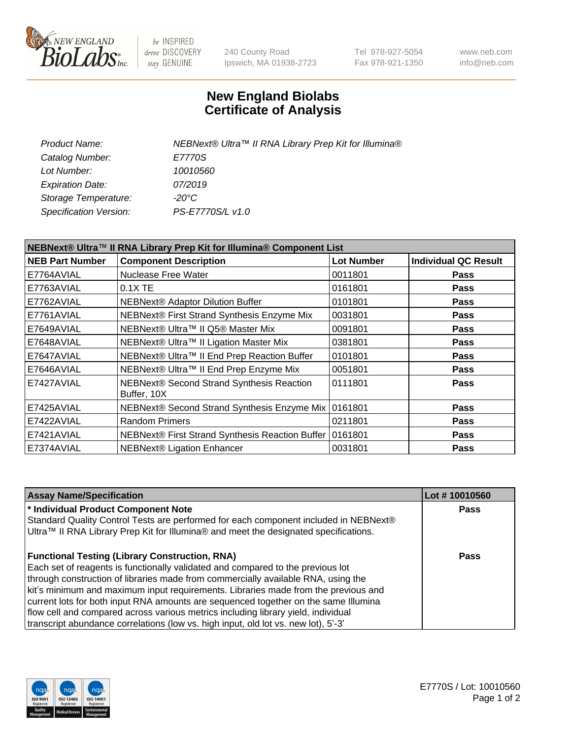# New England Biolabs Certificate of Analysis

| | |
|---|---|
| *Product Name:* | *NEBNext® Ultra™ II RNA Library Prep Kit for Illumina®* |
| *Catalog Number:* | *E7770S* |
| *Lot Number:* | *10010560* |
| *Expiration Date:* | *07/2019* |
| *Storage Temperature:* | *-20°C* |
| *Specification Version:* | *PS-E7770S/L v1.0* |

**NEBNext® Ultra™ II RNA Library Prep Kit for Illumina® Component List**

| NEB Part Number | Component Description | Lot Number | Individual QC Result |
|---|---|---|---|
| E7764AVIAL | Nuclease Free Water | 0011801 | **Pass** |
| E7763AVIAL | 0.1X TE | 0161801 | **Pass** |
| E7762AVIAL | NEBNext® Adaptor Dilution Buffer | 0101801 | **Pass** |
| E7761AVIAL | NEBNext® First Strand Synthesis Enzyme Mix | 0031801 | **Pass** |
| E7649AVIAL | NEBNext® Ultra™ II Q5® Master Mix | 0091801 | **Pass** |
| E7648AVIAL | NEBNext® Ultra™ II Ligation Master Mix | 0381801 | **Pass** |
| E7647AVIAL | NEBNext® Ultra™ II End Prep Reaction Buffer | 0101801 | **Pass** |
| E7646AVIAL | NEBNext® Ultra™ II End Prep Enzyme Mix | 0051801 | **Pass** |
| E7427AVIAL | NEBNext® Second Strand Synthesis Reaction Buffer, 10X | 0111801 | **Pass** |
| E7425AVIAL | NEBNext® Second Strand Synthesis Enzyme Mix | 0161801 | **Pass** |
| E7422AVIAL | Random Primers | 0211801 | **Pass** |
| E7421AVIAL | NEBNext® First Strand Synthesis Reaction Buffer | 0161801 | **Pass** |
| E7374AVIAL | NEBNext® Ligation Enhancer | 0031801 | **Pass** |

| Assay Name/Specification | Lot # 10010560 |
|---|---|
| **\* Individual Product Component Note** Standard Quality Control Tests are performed for each component included in NEBNext® Ultra™ II RNA Library Prep Kit for Illumina® and meet the designated specifications. | **Pass** |
| **Functional Testing (Library Construction, RNA)** Each set of reagents is functionally validated and compared to the previous lot through construction of libraries made from commercially available RNA, using the kit's minimum and maximum input requirements. Libraries made from the previous and current lots for both input RNA amounts are sequenced together on the same Illumina flow cell and compared across various metrics including library yield, individual transcript abundance correlations (low vs. high input, old lot vs. new lot), 5'-3' | **Pass** |

E7770S / Lot: 10010560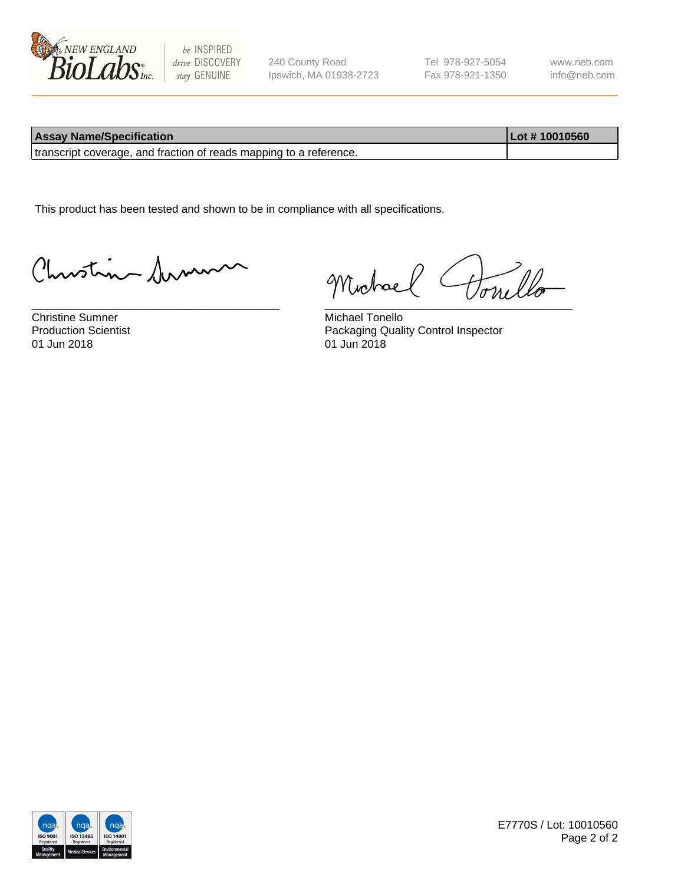240 County Road
Ipswich, MA 01938-2723

Tel 978-927-5054
Fax 978-921-1350

www.neb.com
info@neb.com

| Assay Name/Specification | Lot # 10010560 |
| --- | --- |
| transcript coverage, and fraction of reads mapping to a reference. | |

This product has been tested and shown to be in compliance with all specifications.

Christine Sumner
Production Scientist
01 Jun 2018

Michael Tonello
Packaging Quality Control Inspector
01 Jun 2018

E7770S / Lot: 10010560